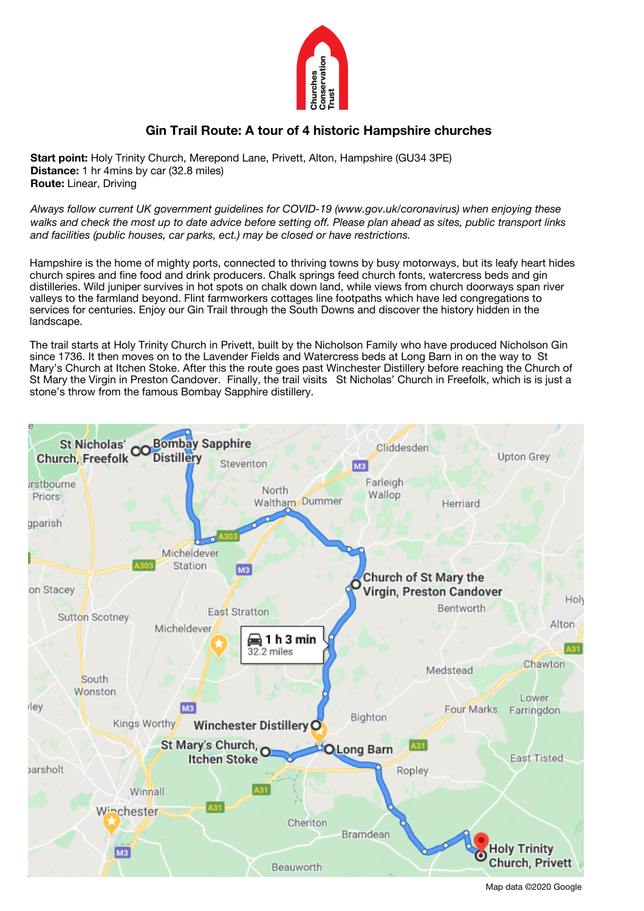# Gin Trail Route: A tour of 4 historic Hampshire churches

**Start point:** Holy Trinity Church, Merepond Lane, Privett, Alton, Hampshire (GU34 3PE)
**Distance:** 1 hr 4mins by car (32.8 miles)
**Route:** Linear, Driving

*Always follow current UK government guidelines for COVID-19 (www.gov.uk/coronavirus) when enjoying these walks and check the most up to date advice before setting off. Please plan ahead as sites, public transport links and facilities (public houses, car parks, ect.) may be closed or have restrictions.*

Hampshire is the home of mighty ports, connected to thriving towns by busy motorways, but its leafy heart hides church spires and fine food and drink producers. Chalk springs feed church fonts, watercress beds and gin distilleries. Wild juniper survives in hot spots on chalk down land, while views from church doorways span river valleys to the farmland beyond. Flint farmworkers cottages line footpaths which have led congregations to services for centuries. Enjoy our Gin Trail through the South Downs and discover the history hidden in the landscape.

The trail starts at Holy Trinity Church in Privett, built by the Nicholson Family who have produced Nicholson Gin since 1736. It then moves on to the Lavender Fields and Watercress beds at Long Barn in on the way to St Mary's Church at Itchen Stoke. After this the route goes past Winchester Distillery before reaching the Church of St Mary the Virgin in Preston Candover. Finally, the trail visits St Nicholas' Church in Freefolk, which is is just a stone's throw from the famous Bombay Sapphire distillery.

Map data ©2020 Google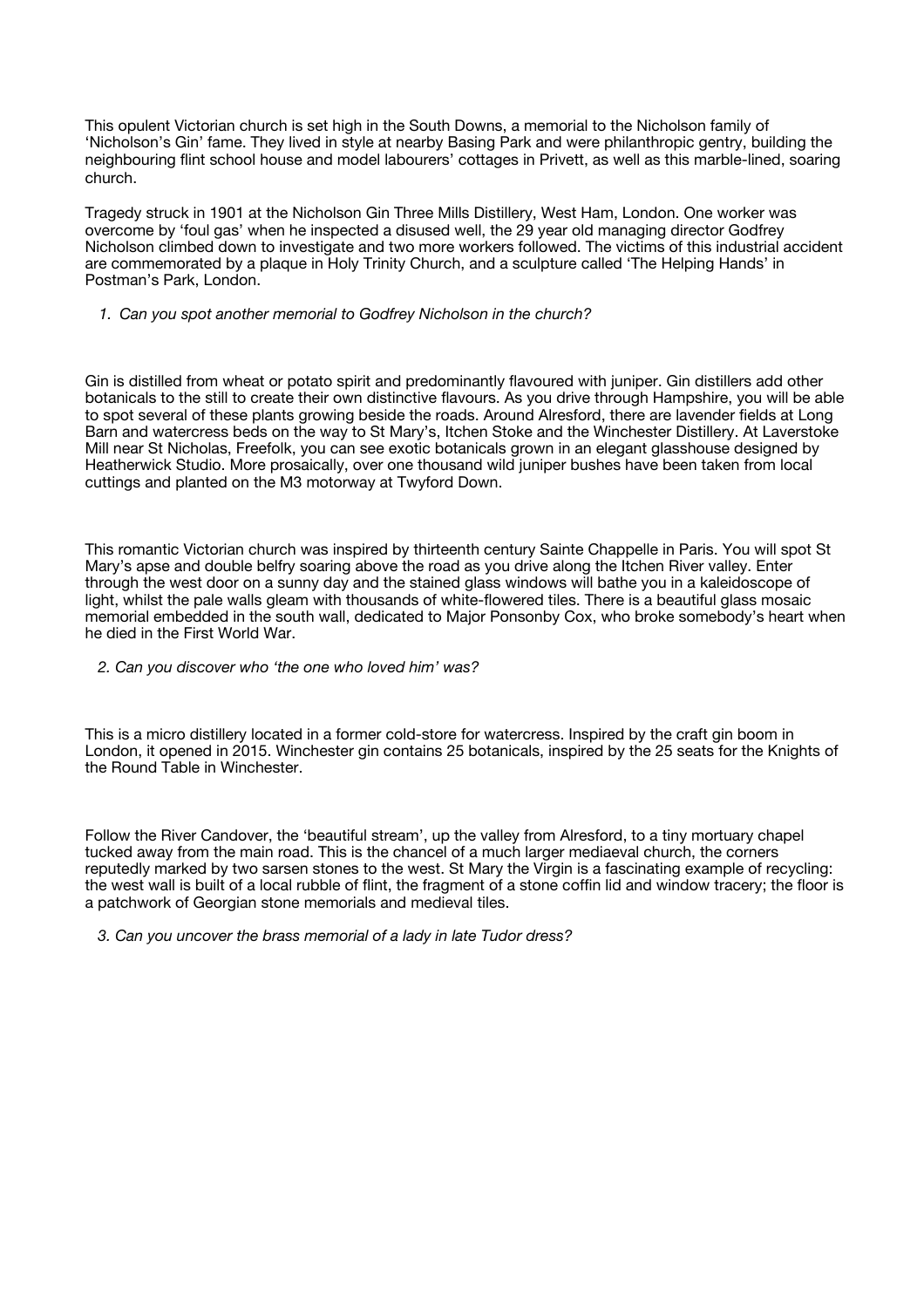This opulent Victorian church is set high in the South Downs, a memorial to the Nicholson family of 'Nicholson's Gin' fame. They lived in style at nearby Basing Park and were philanthropic gentry, building the neighbouring flint school house and model labourers' cottages in Privett, as well as this marble-lined, soaring church.

Tragedy struck in 1901 at the Nicholson Gin Three Mills Distillery, West Ham, London. One worker was overcome by 'foul gas' when he inspected a disused well, the 29 year old managing director Godfrey Nicholson climbed down to investigate and two more workers followed. The victims of this industrial accident are commemorated by a plaque in Holy Trinity Church, and a sculpture called 'The Helping Hands' in Postman's Park, London.

1. *Can you spot another memorial to Godfrey Nicholson in the church?*

Gin is distilled from wheat or potato spirit and predominantly flavoured with juniper. Gin distillers add other botanicals to the still to create their own distinctive flavours. As you drive through Hampshire, you will be able to spot several of these plants growing beside the roads. Around Alresford, there are lavender fields at Long Barn and watercress beds on the way to St Mary's, Itchen Stoke and the Winchester Distillery. At Laverstoke Mill near St Nicholas, Freefolk, you can see exotic botanicals grown in an elegant glasshouse designed by Heatherwick Studio. More prosaically, over one thousand wild juniper bushes have been taken from local cuttings and planted on the M3 motorway at Twyford Down.

This romantic Victorian church was inspired by thirteenth century Sainte Chappelle in Paris. You will spot St Mary's apse and double belfry soaring above the road as you drive along the Itchen River valley. Enter through the west door on a sunny day and the stained glass windows will bathe you in a kaleidoscope of light, whilst the pale walls gleam with thousands of white-flowered tiles. There is a beautiful glass mosaic memorial embedded in the south wall, dedicated to Major Ponsonby Cox, who broke somebody's heart when he died in the First World War.

2. *Can you discover who 'the one who loved him' was?*

This is a micro distillery located in a former cold-store for watercress. Inspired by the craft gin boom in London, it opened in 2015. Winchester gin contains 25 botanicals, inspired by the 25 seats for the Knights of the Round Table in Winchester.

Follow the River Candover, the 'beautiful stream', up the valley from Alresford, to a tiny mortuary chapel tucked away from the main road. This is the chancel of a much larger mediaeval church, the corners reputedly marked by two sarsen stones to the west. St Mary the Virgin is a fascinating example of recycling: the west wall is built of a local rubble of flint, the fragment of a stone coffin lid and window tracery; the floor is a patchwork of Georgian stone memorials and medieval tiles.

3. *Can you uncover the brass memorial of a lady in late Tudor dress?*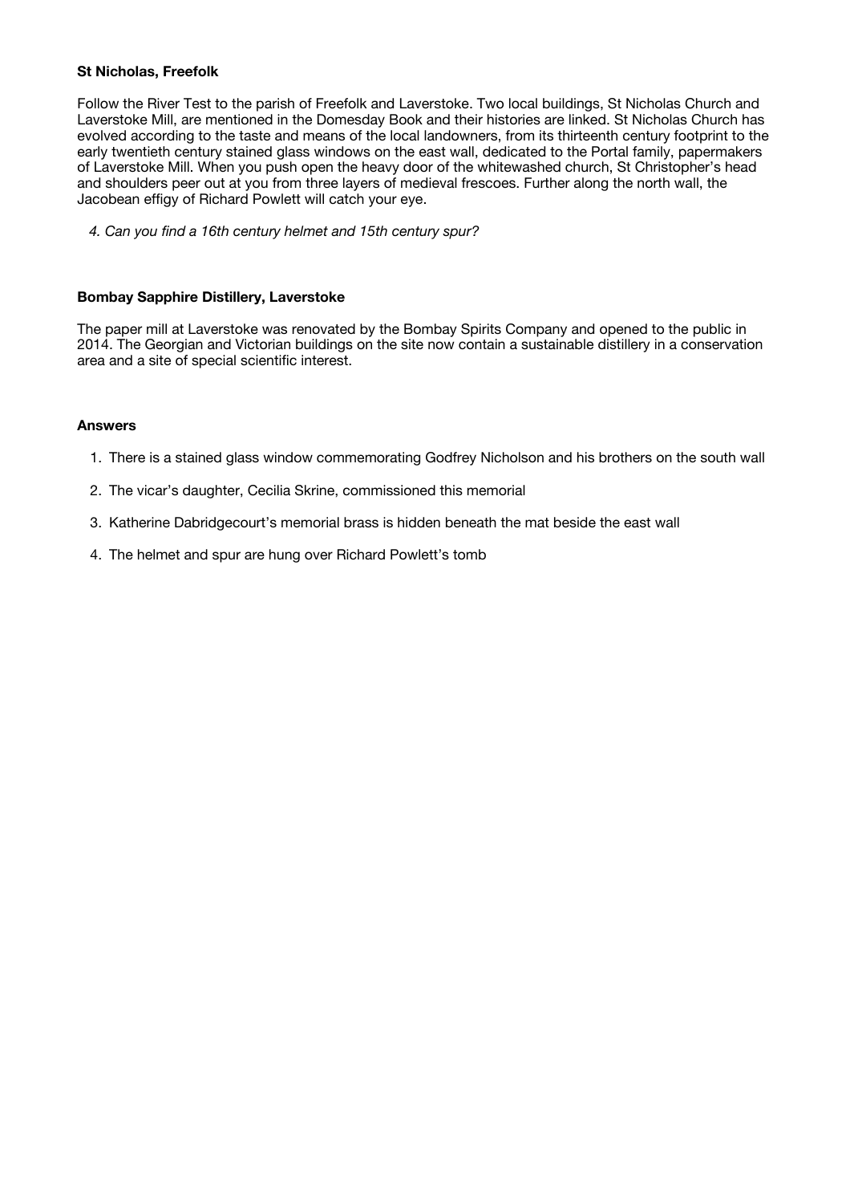**St Nicholas, Freefolk**

Follow the River Test to the parish of Freefolk and Laverstoke. Two local buildings, St Nicholas Church and Laverstoke Mill, are mentioned in the Domesday Book and their histories are linked. St Nicholas Church has evolved according to the taste and means of the local landowners, from its thirteenth century footprint to the early twentieth century stained glass windows on the east wall, dedicated to the Portal family, papermakers of Laverstoke Mill. When you push open the heavy door of the whitewashed church, St Christopher's head and shoulders peer out at you from three layers of medieval frescoes. Further along the north wall, the Jacobean effigy of Richard Powlett will catch your eye.

*4. Can you find a 16th century helmet and 15th century spur?*

**Bombay Sapphire Distillery, Laverstoke**

The paper mill at Laverstoke was renovated by the Bombay Spirits Company and opened to the public in 2014. The Georgian and Victorian buildings on the site now contain a sustainable distillery in a conservation area and a site of special scientific interest.

**Answers**

1. There is a stained glass window commemorating Godfrey Nicholson and his brothers on the south wall
2. The vicar's daughter, Cecilia Skrine, commissioned this memorial
3. Katherine Dabridgecourt's memorial brass is hidden beneath the mat beside the east wall
4. The helmet and spur are hung over Richard Powlett's tomb